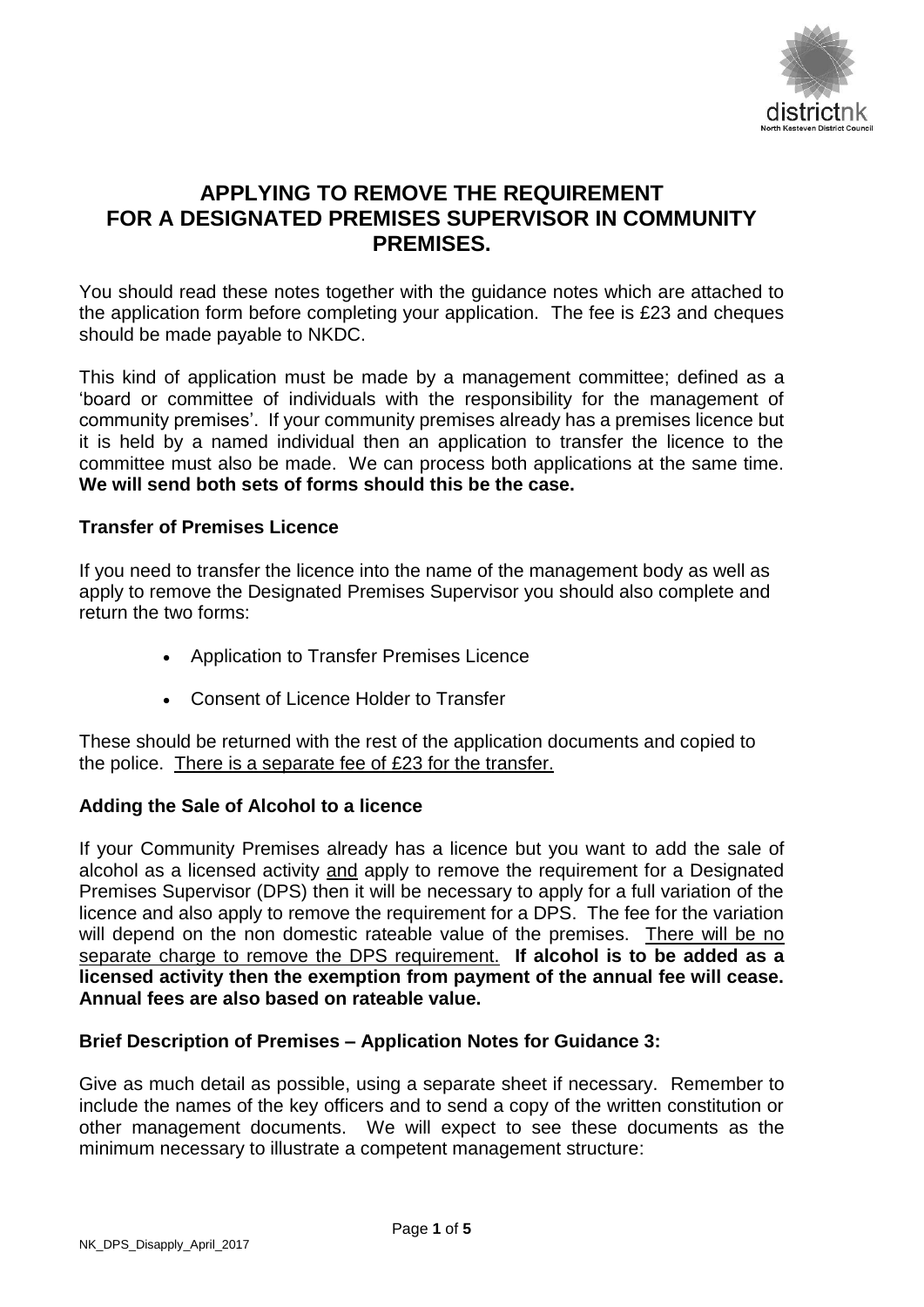# APPLYING TO REMOVE THE REQUIREMENT FOR A DESIGNATED PREMISES SUPERVISOR IN COMMUNITY PREMISES.

You should read these notes together with the guidance notes which are attached to the application form before completing your application. The fee is £23 and cheques should be made payable to NKDC.

This kind of application must be made by a management committee; defined as a 'board or committee of individuals with the responsibility for the management of community premises'. If your community premises already has a premises licence but it is held by a named individual then an application to transfer the licence to the committee must also be made. We can process both applications at the same time. **We will send both sets of forms should this be the case.**

### Transfer of Premises Licence

If you need to transfer the licence into the name of the management body as well as apply to remove the Designated Premises Supervisor you should also complete and return the two forms:

- Application to Transfer Premises Licence
- Consent of Licence Holder to Transfer

These should be returned with the rest of the application documents and copied to the police. <u>There is a separate fee of £23 for the transfer.</u>

### Adding the Sale of Alcohol to a licence

If your Community Premises already has a licence but you want to add the sale of alcohol as a licensed activity <u>and</u> apply to remove the requirement for a Designated Premises Supervisor (DPS) then it will be necessary to apply for a full variation of the licence and also apply to remove the requirement for a DPS. The fee for the variation will depend on the non domestic rateable value of the premises. <u>There will be no separate charge to remove the DPS requirement.</u> **If alcohol is to be added as a licensed activity then the exemption from payment of the annual fee will cease. Annual fees are also based on rateable value.**

### Brief Description of Premises – Application Notes for Guidance 3:

Give as much detail as possible, using a separate sheet if necessary. Remember to include the names of the key officers and to send a copy of the written constitution or other management documents. We will expect to see these documents as the minimum necessary to illustrate a competent management structure: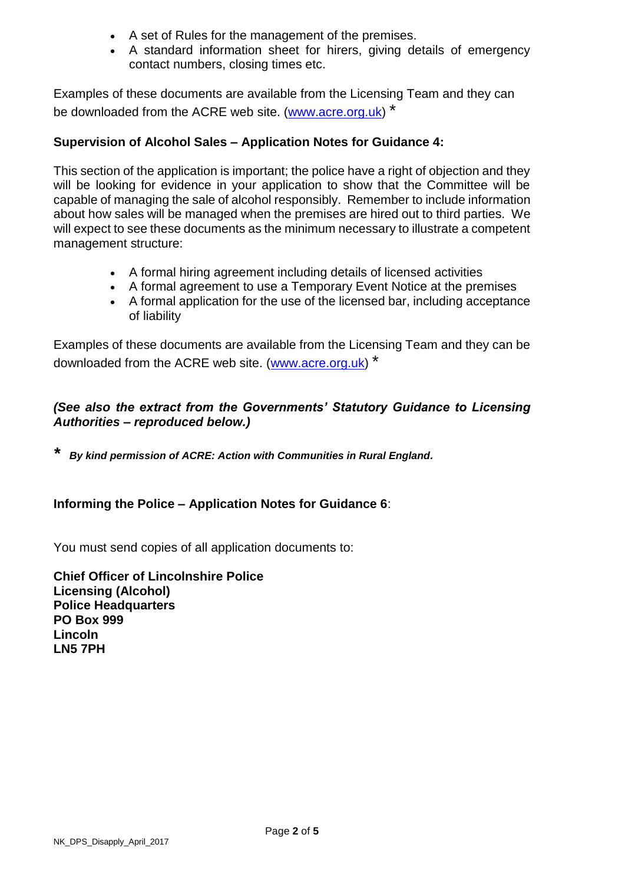- A set of Rules for the management of the premises.
- A standard information sheet for hirers, giving details of emergency contact numbers, closing times etc.

Examples of these documents are available from the Licensing Team and they can be downloaded from the ACRE web site. ([www.acre.org.uk](http://www.acre.org.uk)) *

**Supervision of Alcohol Sales – Application Notes for Guidance 4:**

This section of the application is important; the police have a right of objection and they will be looking for evidence in your application to show that the Committee will be capable of managing the sale of alcohol responsibly. Remember to include information about how sales will be managed when the premises are hired out to third parties. We will expect to see these documents as the minimum necessary to illustrate a competent management structure:

- A formal hiring agreement including details of licensed activities
- A formal agreement to use a Temporary Event Notice at the premises
- A formal application for the use of the licensed bar, including acceptance of liability

Examples of these documents are available from the Licensing Team and they can be downloaded from the ACRE web site. ([www.acre.org.uk](http://www.acre.org.uk)) *

***(See also the extract from the Governments' Statutory Guidance to Licensing Authorities – reproduced below.)***

***\* By kind permission of ACRE: Action with Communities in Rural England.***

**Informing the Police – Application Notes for Guidance 6**:

You must send copies of all application documents to:

**Chief Officer of Lincolnshire Police**
**Licensing (Alcohol)**
**Police Headquarters**
**PO Box 999**
**Lincoln**
**LN5 7PH**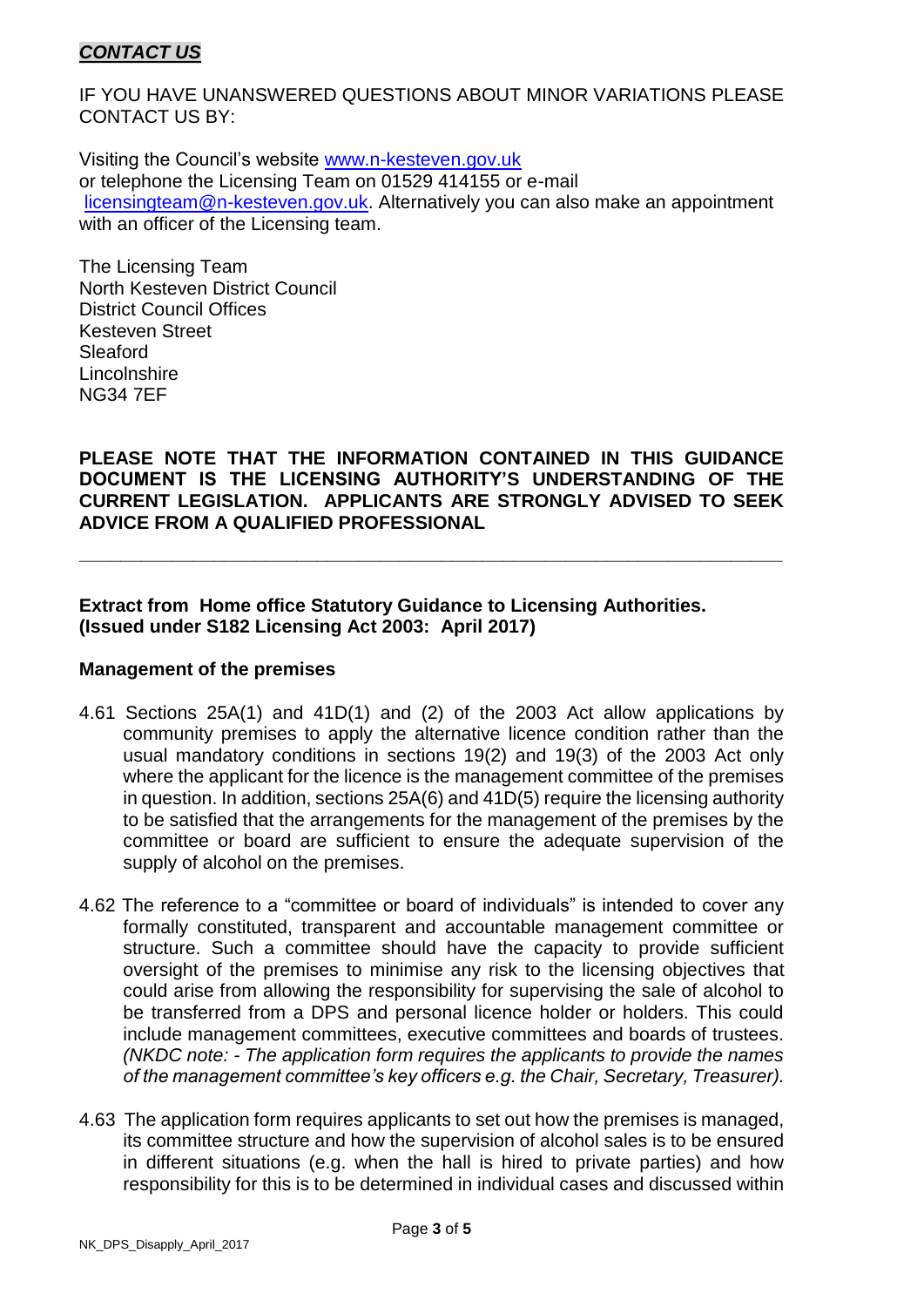## ***CONTACT US***

IF YOU HAVE UNANSWERED QUESTIONS ABOUT MINOR VARIATIONS PLEASE CONTACT US BY:

Visiting the Council's website www.n-kesteven.gov.uk
or telephone the Licensing Team on 01529 414155 or e-mail licensingteam@n-kesteven.gov.uk. Alternatively you can also make an appointment with an officer of the Licensing team.

The Licensing Team
North Kesteven District Council
District Council Offices
Kesteven Street
Sleaford
Lincolnshire
NG34 7EF

**PLEASE NOTE THAT THE INFORMATION CONTAINED IN THIS GUIDANCE DOCUMENT IS THE LICENSING AUTHORITY'S UNDERSTANDING OF THE CURRENT LEGISLATION. APPLICANTS ARE STRONGLY ADVISED TO SEEK ADVICE FROM A QUALIFIED PROFESSIONAL**

---

**Extract from Home office Statutory Guidance to Licensing Authorities. (Issued under S182 Licensing Act 2003: April 2017)**

**Management of the premises**

4.61 Sections 25A(1) and 41D(1) and (2) of the 2003 Act allow applications by community premises to apply the alternative licence condition rather than the usual mandatory conditions in sections 19(2) and 19(3) of the 2003 Act only where the applicant for the licence is the management committee of the premises in question. In addition, sections 25A(6) and 41D(5) require the licensing authority to be satisfied that the arrangements for the management of the premises by the committee or board are sufficient to ensure the adequate supervision of the supply of alcohol on the premises.

4.62 The reference to a "committee or board of individuals" is intended to cover any formally constituted, transparent and accountable management committee or structure. Such a committee should have the capacity to provide sufficient oversight of the premises to minimise any risk to the licensing objectives that could arise from allowing the responsibility for supervising the sale of alcohol to be transferred from a DPS and personal licence holder or holders. This could include management committees, executive committees and boards of trustees. *(NKDC note: - The application form requires the applicants to provide the names of the management committee's key officers e.g. the Chair, Secretary, Treasurer).*

4.63 The application form requires applicants to set out how the premises is managed, its committee structure and how the supervision of alcohol sales is to be ensured in different situations (e.g. when the hall is hired to private parties) and how responsibility for this is to be determined in individual cases and discussed within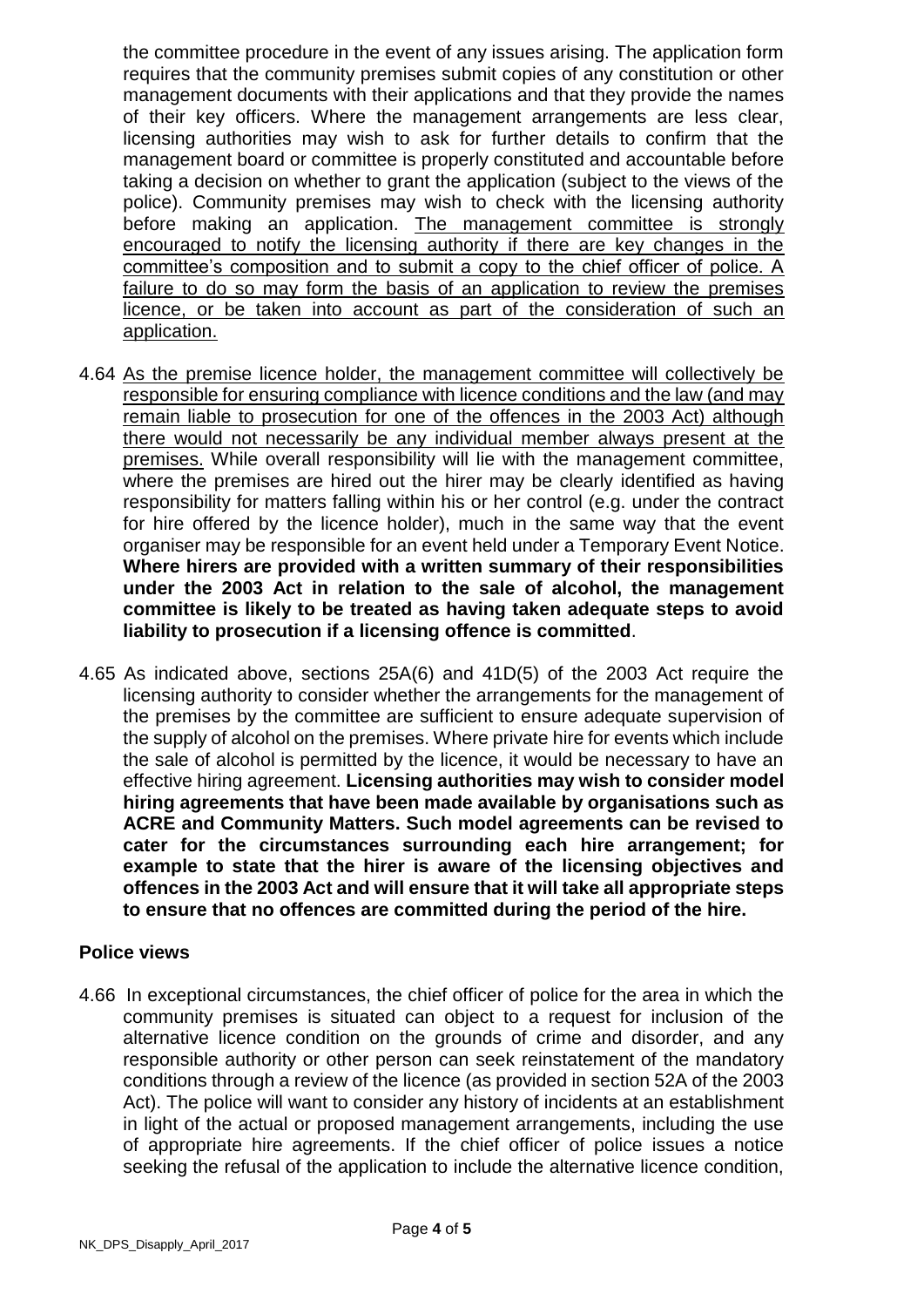the committee procedure in the event of any issues arising. The application form requires that the community premises submit copies of any constitution or other management documents with their applications and that they provide the names of their key officers. Where the management arrangements are less clear, licensing authorities may wish to ask for further details to confirm that the management board or committee is properly constituted and accountable before taking a decision on whether to grant the application (subject to the views of the police). Community premises may wish to check with the licensing authority before making an application. <u>The management committee is strongly encouraged to notify the licensing authority if there are key changes in the committee's composition and to submit a copy to the chief officer of police. A failure to do so may form the basis of an application to review the premises licence, or be taken into account as part of the consideration of such an application.</u>

4.64 <u>As the premise licence holder, the management committee will collectively be responsible for ensuring compliance with licence conditions and the law (and may remain liable to prosecution for one of the offences in the 2003 Act) although there would not necessarily be any individual member always present at the premises.</u> While overall responsibility will lie with the management committee, where the premises are hired out the hirer may be clearly identified as having responsibility for matters falling within his or her control (e.g. under the contract for hire offered by the licence holder), much in the same way that the event organiser may be responsible for an event held under a Temporary Event Notice. **Where hirers are provided with a written summary of their responsibilities under the 2003 Act in relation to the sale of alcohol, the management committee is likely to be treated as having taken adequate steps to avoid liability to prosecution if a licensing offence is committed**.

4.65 As indicated above, sections 25A(6) and 41D(5) of the 2003 Act require the licensing authority to consider whether the arrangements for the management of the premises by the committee are sufficient to ensure adequate supervision of the supply of alcohol on the premises. Where private hire for events which include the sale of alcohol is permitted by the licence, it would be necessary to have an effective hiring agreement. **Licensing authorities may wish to consider model hiring agreements that have been made available by organisations such as ACRE and Community Matters. Such model agreements can be revised to cater for the circumstances surrounding each hire arrangement; for example to state that the hirer is aware of the licensing objectives and offences in the 2003 Act and will ensure that it will take all appropriate steps to ensure that no offences are committed during the period of the hire.**

**Police views**

4.66 In exceptional circumstances, the chief officer of police for the area in which the community premises is situated can object to a request for inclusion of the alternative licence condition on the grounds of crime and disorder, and any responsible authority or other person can seek reinstatement of the mandatory conditions through a review of the licence (as provided in section 52A of the 2003 Act). The police will want to consider any history of incidents at an establishment in light of the actual or proposed management arrangements, including the use of appropriate hire agreements. If the chief officer of police issues a notice seeking the refusal of the application to include the alternative licence condition,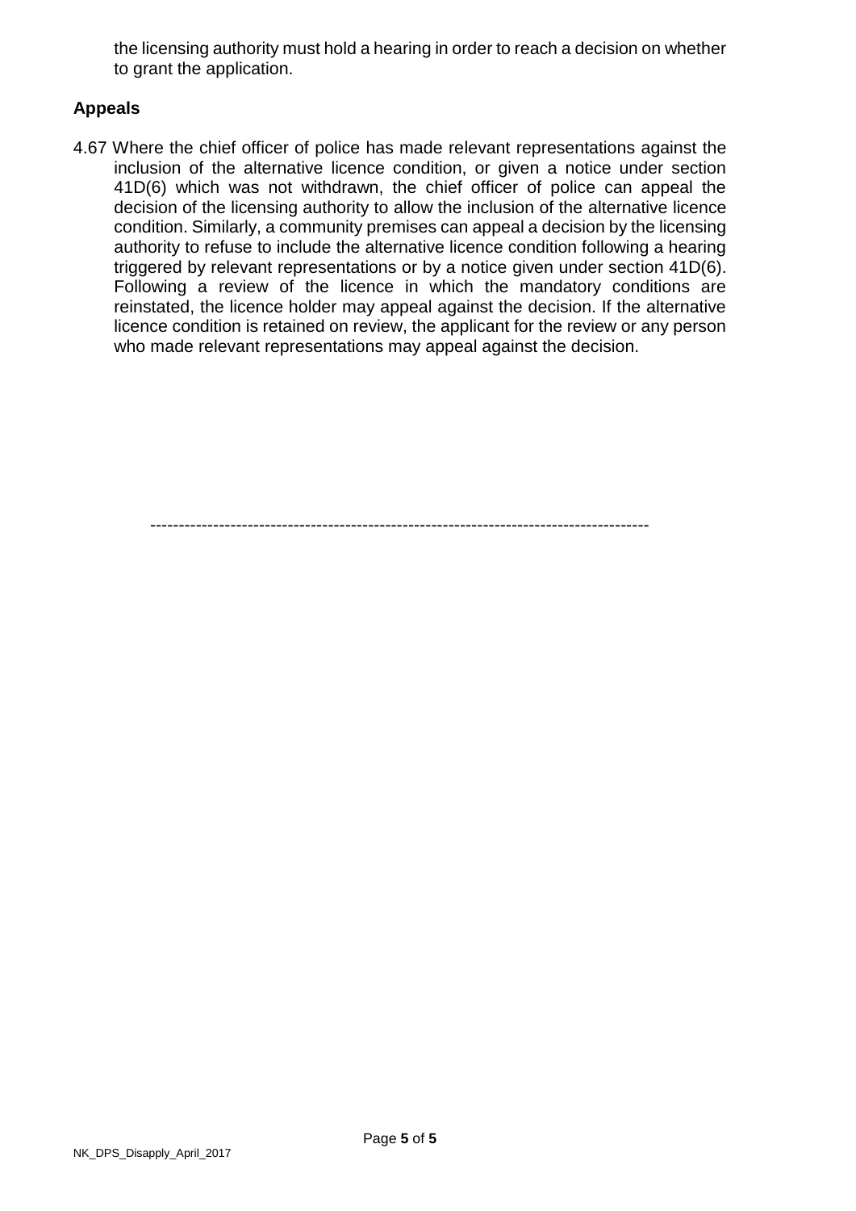the licensing authority must hold a hearing in order to reach a decision on whether to grant the application.

## Appeals

4.67 Where the chief officer of police has made relevant representations against the inclusion of the alternative licence condition, or given a notice under section 41D(6) which was not withdrawn, the chief officer of police can appeal the decision of the licensing authority to allow the inclusion of the alternative licence condition. Similarly, a community premises can appeal a decision by the licensing authority to refuse to include the alternative licence condition following a hearing triggered by relevant representations or by a notice given under section 41D(6). Following a review of the licence in which the mandatory conditions are reinstated, the licence holder may appeal against the decision. If the alternative licence condition is retained on review, the applicant for the review or any person who made relevant representations may appeal against the decision.

-------------------------------------------------------------------------------------